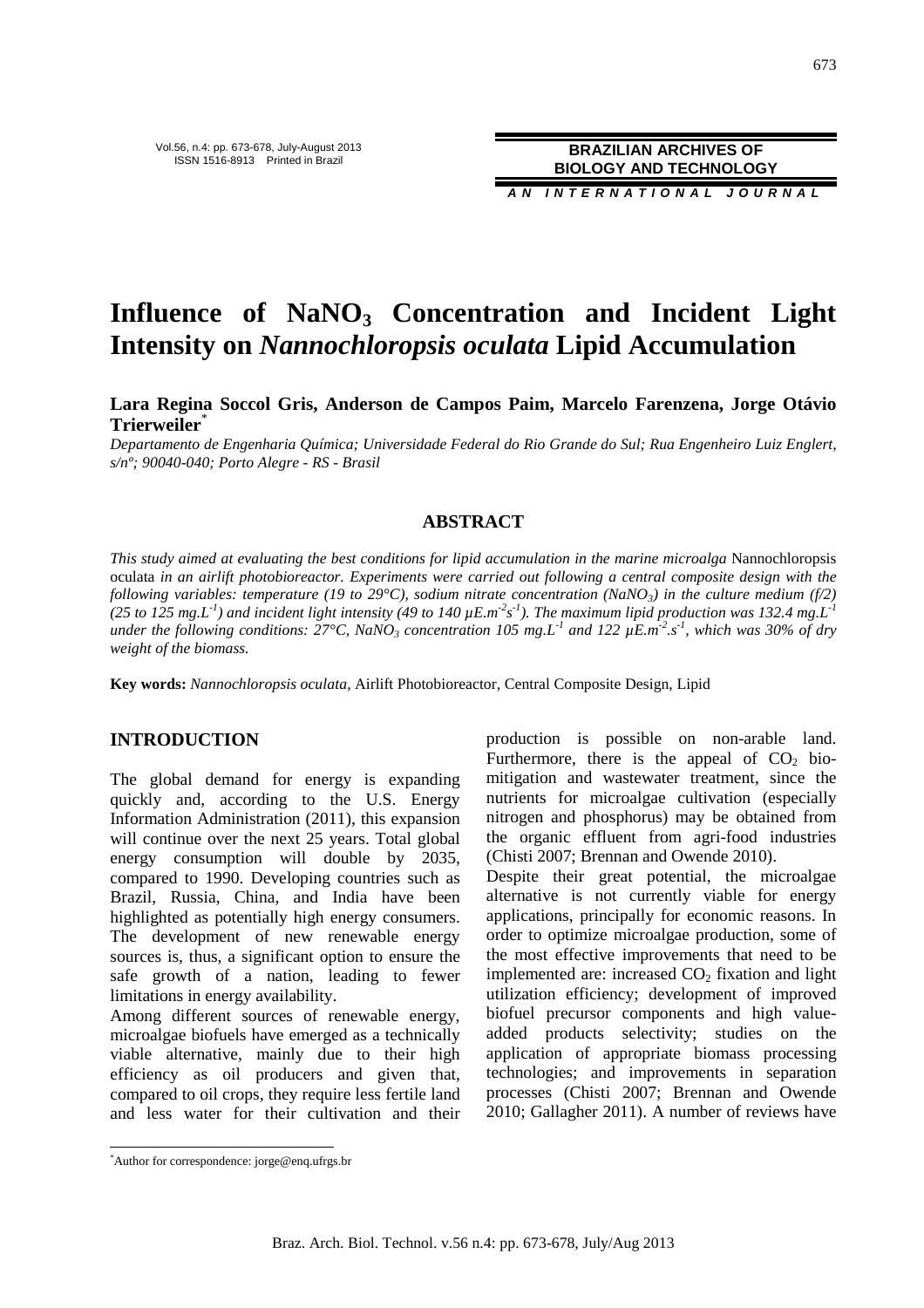# Influence of $NaNO_3$ Concentration and Incident Light Intensity on *Nannochloropsis oculata* Lipid Accumulation

**Lara Regina Soccol Gris, Anderson de Campos Paim, Marcelo Farenzena, Jorge Otávio Trierweiler**[*]

*Departamento de Engenharia Química; Universidade Federal do Rio Grande do Sul; Rua Engenheiro Luiz Englert, s/nº; 90040-040; Porto Alegre - RS - Brasil*

## ABSTRACT

*This study aimed at evaluating the best conditions for lipid accumulation in the marine microalga* Nannochloropsis oculata *in an airlift photobioreactor. Experiments were carried out following a central composite design with the following variables: temperature (19 to 29°C), sodium nitrate concentration ($NaNO_3$) in the culture medium (f/2) (25 to 125 $mg.L^{-1}$) and incident light intensity (49 to 140 $\mu E.m^{-2}s^{-1}$). The maximum lipid production was 132.4 $mg.L^{-1}$ under the following conditions: 27°C, $NaNO_3$ concentration 105 $mg.L^{-1}$ and 122 $\mu E.m^{-2}.s^{-1}$, which was 30% of dry weight of the biomass.*

**Key words:** *Nannochloropsis oculata*, Airlift Photobioreactor, Central Composite Design, Lipid

## INTRODUCTION

The global demand for energy is expanding quickly and, according to the U.S. Energy Information Administration (2011), this expansion will continue over the next 25 years. Total global energy consumption will double by 2035, compared to 1990. Developing countries such as Brazil, Russia, China, and India have been highlighted as potentially high energy consumers. The development of new renewable energy sources is, thus, a significant option to ensure the safe growth of a nation, leading to fewer limitations in energy availability.

Among different sources of renewable energy, microalgae biofuels have emerged as a technically viable alternative, mainly due to their high efficiency as oil producers and given that, compared to oil crops, they require less fertile land and less water for their cultivation and their production is possible on non-arable land. Furthermore, there is the appeal of $CO_2$ bio-mitigation and wastewater treatment, since the nutrients for microalgae cultivation (especially nitrogen and phosphorus) may be obtained from the organic effluent from agri-food industries (Chisti 2007; Brennan and Owende 2010).

Despite their great potential, the microalgae alternative is not currently viable for energy applications, principally for economic reasons. In order to optimize microalgae production, some of the most effective improvements that need to be implemented are: increased $CO_2$ fixation and light utilization efficiency; development of improved biofuel precursor components and high value-added products selectivity; studies on the application of appropriate biomass processing technologies; and improvements in separation processes (Chisti 2007; Brennan and Owende 2010; Gallagher 2011). A number of reviews have

[*] Author for correspondence: jorge@enq.ufrgs.br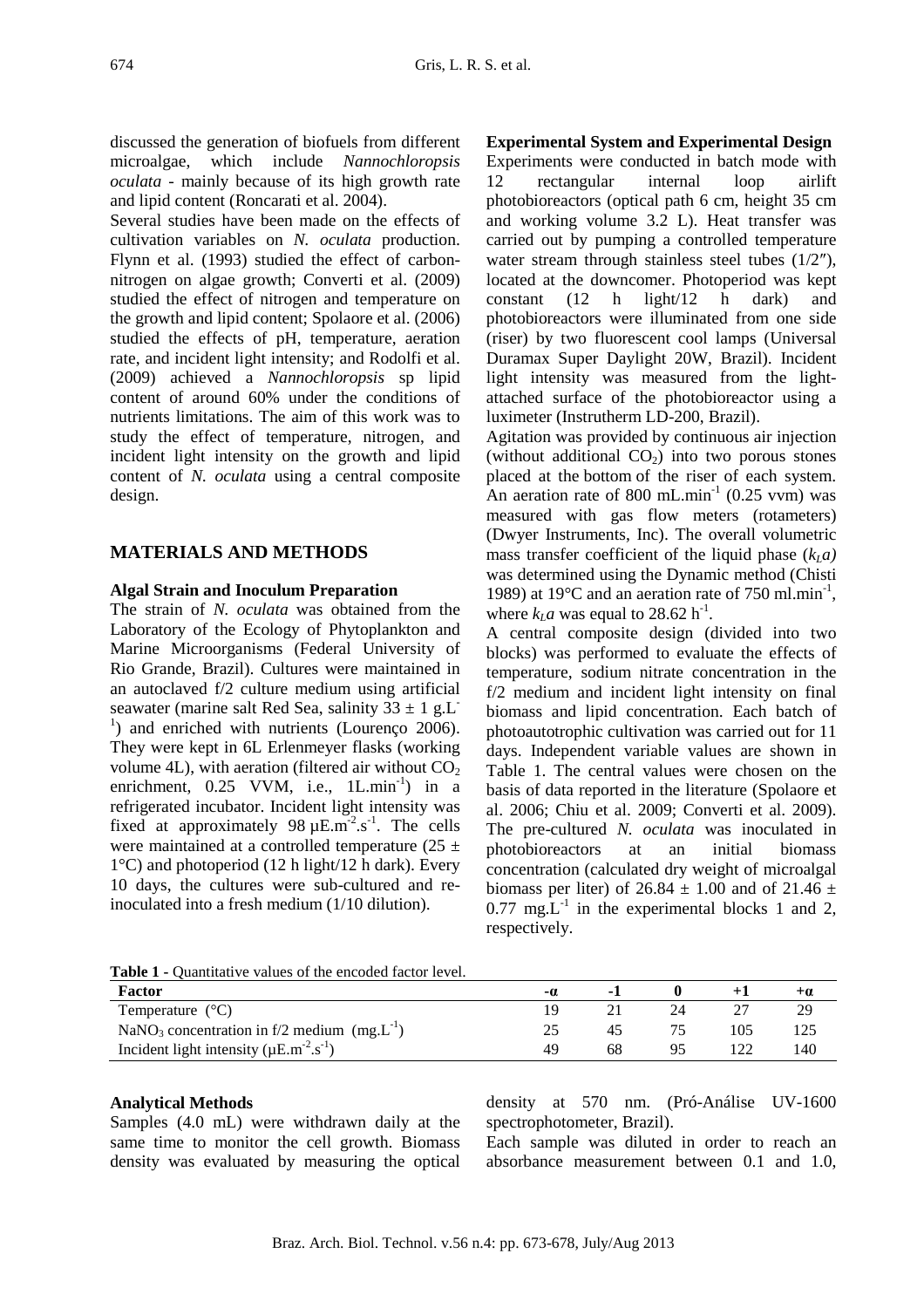discussed the generation of biofuels from different microalgae, which include *Nannochloropsis oculata* - mainly because of its high growth rate and lipid content (Roncarati et al. 2004).

Several studies have been made on the effects of cultivation variables on *N. oculata* production. Flynn et al. (1993) studied the effect of carbon-nitrogen on algae growth; Converti et al. (2009) studied the effect of nitrogen and temperature on the growth and lipid content; Spolaore et al. (2006) studied the effects of pH, temperature, aeration rate, and incident light intensity; and Rodolfi et al. (2009) achieved a *Nannochloropsis* sp lipid content of around 60% under the conditions of nutrients limitations. The aim of this work was to study the effect of temperature, nitrogen, and incident light intensity on the growth and lipid content of *N. oculata* using a central composite design.

## MATERIALS AND METHODS

### Algal Strain and Inoculum Preparation

The strain of *N. oculata* was obtained from the Laboratory of the Ecology of Phytoplankton and Marine Microorganisms (Federal University of Rio Grande, Brazil). Cultures were maintained in an autoclaved f/2 culture medium using artificial seawater (marine salt Red Sea, salinity $33 \pm 1$ g.L$^{-1}$) and enriched with nutrients (Lourenço 2006). They were kept in 6L Erlenmeyer flasks (working volume 4L), with aeration (filtered air without $CO_2$ enrichment, 0.25 VVM, i.e., 1L.min$^{-1}$) in a refrigerated incubator. Incident light intensity was fixed at approximately 98 µE.m$^{-2}$.s$^{-1}$. The cells were maintained at a controlled temperature ($25 \pm 1$°C) and photoperiod (12 h light/12 h dark). Every 10 days, the cultures were sub-cultured and re-inoculated into a fresh medium (1/10 dilution).

### Experimental System and Experimental Design

Experiments were conducted in batch mode with 12 rectangular internal loop airlift photobioreactors (optical path 6 cm, height 35 cm and working volume 3.2 L). Heat transfer was carried out by pumping a controlled temperature water stream through stainless steel tubes (1/2″), located at the downcomer. Photoperiod was kept constant (12 h light/12 h dark) and photobioreactors were illuminated from one side (riser) by two fluorescent cool lamps (Universal Duramax Super Daylight 20W, Brazil). Incident light intensity was measured from the light-attached surface of the photobioreactor using a luximeter (Instrutherm LD-200, Brazil).

Agitation was provided by continuous air injection (without additional $CO_2$) into two porous stones placed at the bottom of the riser of each system. An aeration rate of 800 mL.min$^{-1}$ (0.25 vvm) was measured with gas flow meters (rotameters) (Dwyer Instruments, Inc). The overall volumetric mass transfer coefficient of the liquid phase ($k_La$) was determined using the Dynamic method (Chisti 1989) at 19°C and an aeration rate of 750 ml.min$^{-1}$, where $k_La$ was equal to 28.62 h$^{-1}$.

A central composite design (divided into two blocks) was performed to evaluate the effects of temperature, sodium nitrate concentration in the f/2 medium and incident light intensity on final biomass and lipid concentration. Each batch of photoautotrophic cultivation was carried out for 11 days. Independent variable values are shown in Table 1. The central values were chosen on the basis of data reported in the literature (Spolaore et al. 2006; Chiu et al. 2009; Converti et al. 2009). The pre-cultured *N. oculata* was inoculated in photobioreactors at an initial biomass concentration (calculated dry weight of microalgal biomass per liter) of $26.84 \pm 1.00$ and of $21.46 \pm 0.77$ mg.L$^{-1}$ in the experimental blocks 1 and 2, respectively.

**Table 1** - Quantitative values of the encoded factor level.

| Factor | -α | -1 | 0 | +1 | +α |
|---|---|---|---|---|---|
| Temperature (°C) | 19 | 21 | 24 | 27 | 29 |
| $NaNO_3$ concentration in f/2 medium (mg.L$^{-1}$) | 25 | 45 | 75 | 105 | 125 |
| Incident light intensity (µE.m$^{-2}$.s$^{-1}$) | 49 | 68 | 95 | 122 | 140 |

### Analytical Methods

Samples (4.0 mL) were withdrawn daily at the same time to monitor the cell growth. Biomass density was evaluated by measuring the optical density at 570 nm. (Pró-Análise UV-1600 spectrophotometer, Brazil).

Each sample was diluted in order to reach an absorbance measurement between 0.1 and 1.0,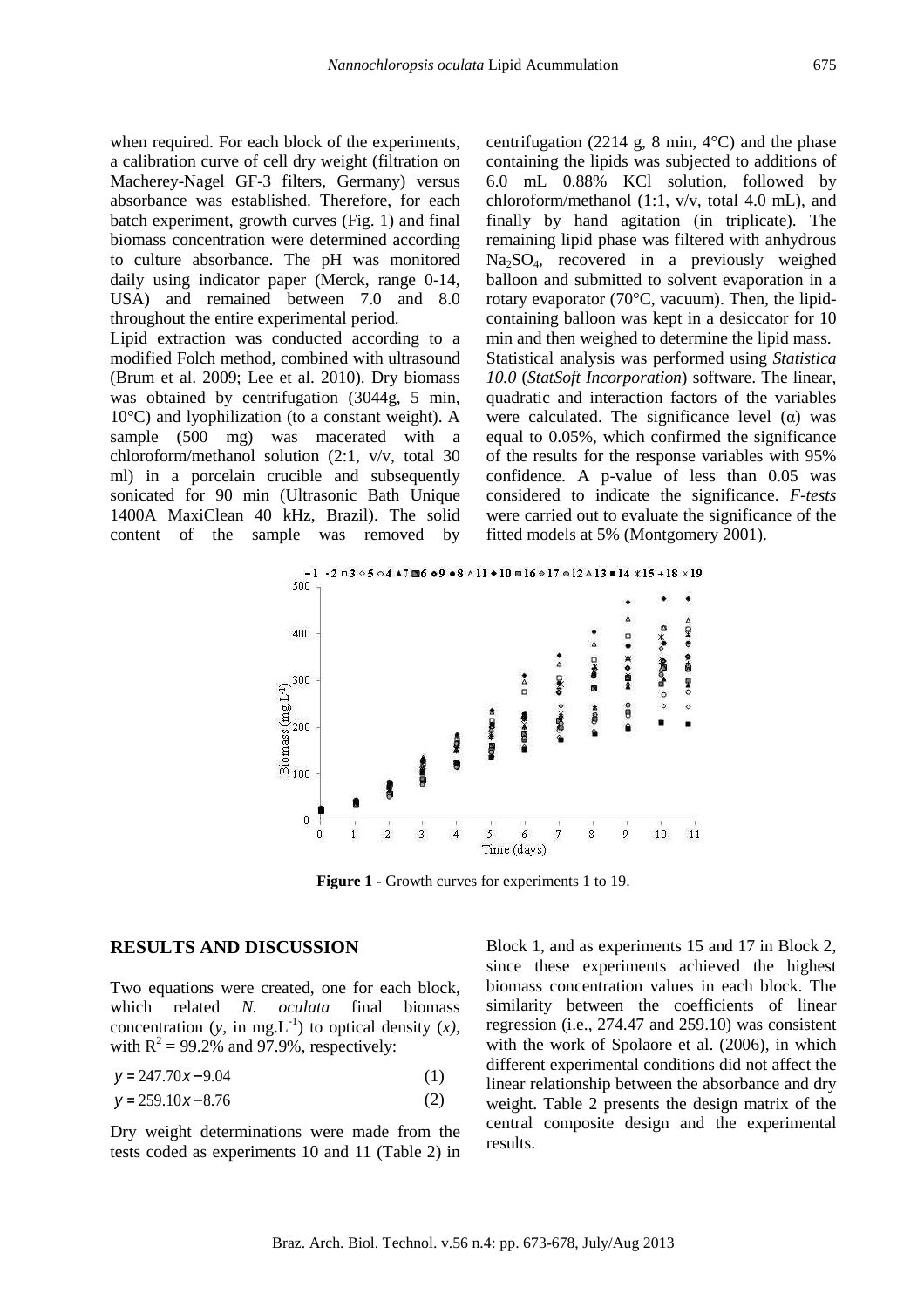when required. For each block of the experiments, a calibration curve of cell dry weight (filtration on Macherey-Nagel GF-3 filters, Germany) versus absorbance was established. Therefore, for each batch experiment, growth curves (Fig. 1) and final biomass concentration were determined according to culture absorbance. The pH was monitored daily using indicator paper (Merck, range 0-14, USA) and remained between 7.0 and 8.0 throughout the entire experimental period.

Lipid extraction was conducted according to a modified Folch method, combined with ultrasound (Brum et al. 2009; Lee et al. 2010). Dry biomass was obtained by centrifugation (3044g, 5 min, 10°C) and lyophilization (to a constant weight). A sample (500 mg) was macerated with a chloroform/methanol solution (2:1, v/v, total 30 ml) in a porcelain crucible and subsequently sonicated for 90 min (Ultrasonic Bath Unique 1400A MaxiClean 40 kHz, Brazil). The solid content of the sample was removed by centrifugation (2214 g, 8 min, 4°C) and the phase containing the lipids was subjected to additions of 6.0 mL 0.88% KCl solution, followed by chloroform/methanol (1:1, v/v, total 4.0 mL), and finally by hand agitation (in triplicate). The remaining lipid phase was filtered with anhydrous $Na_2SO_4$, recovered in a previously weighed balloon and submitted to solvent evaporation in a rotary evaporator (70°C, vacuum). Then, the lipid-containing balloon was kept in a desiccator for 10 min and then weighed to determine the lipid mass.

Statistical analysis was performed using *Statistica 10.0* (*StatSoft Incorporation*) software. The linear, quadratic and interaction factors of the variables were calculated. The significance level ($\alpha$) was equal to 0.05%, which confirmed the significance of the results for the response variables with 95% confidence. A p-value of less than 0.05 was considered to indicate the significance. *F-tests* were carried out to evaluate the significance of the fitted models at 5% (Montgomery 2001).

**Figure 1** - Growth curves for experiments 1 to 19.

## RESULTS AND DISCUSSION

Two equations were created, one for each block, which related *N. oculata* final biomass concentration ($y$, in mg.L$^{-1}$) to optical density ($x$), with $R^2$ = 99.2% and 97.9%, respectively:

$$y = 247.70x - 9.04 \quad (1)$$

$$y = 259.10x - 8.76 \quad (2)$$

Dry weight determinations were made from the tests coded as experiments 10 and 11 (Table 2) in Block 1, and as experiments 15 and 17 in Block 2, since these experiments achieved the highest biomass concentration values in each block. The similarity between the coefficients of linear regression (i.e., 274.47 and 259.10) was consistent with the work of Spolaore et al. (2006), in which different experimental conditions did not affect the linear relationship between the absorbance and dry weight. Table 2 presents the design matrix of the central composite design and the experimental results.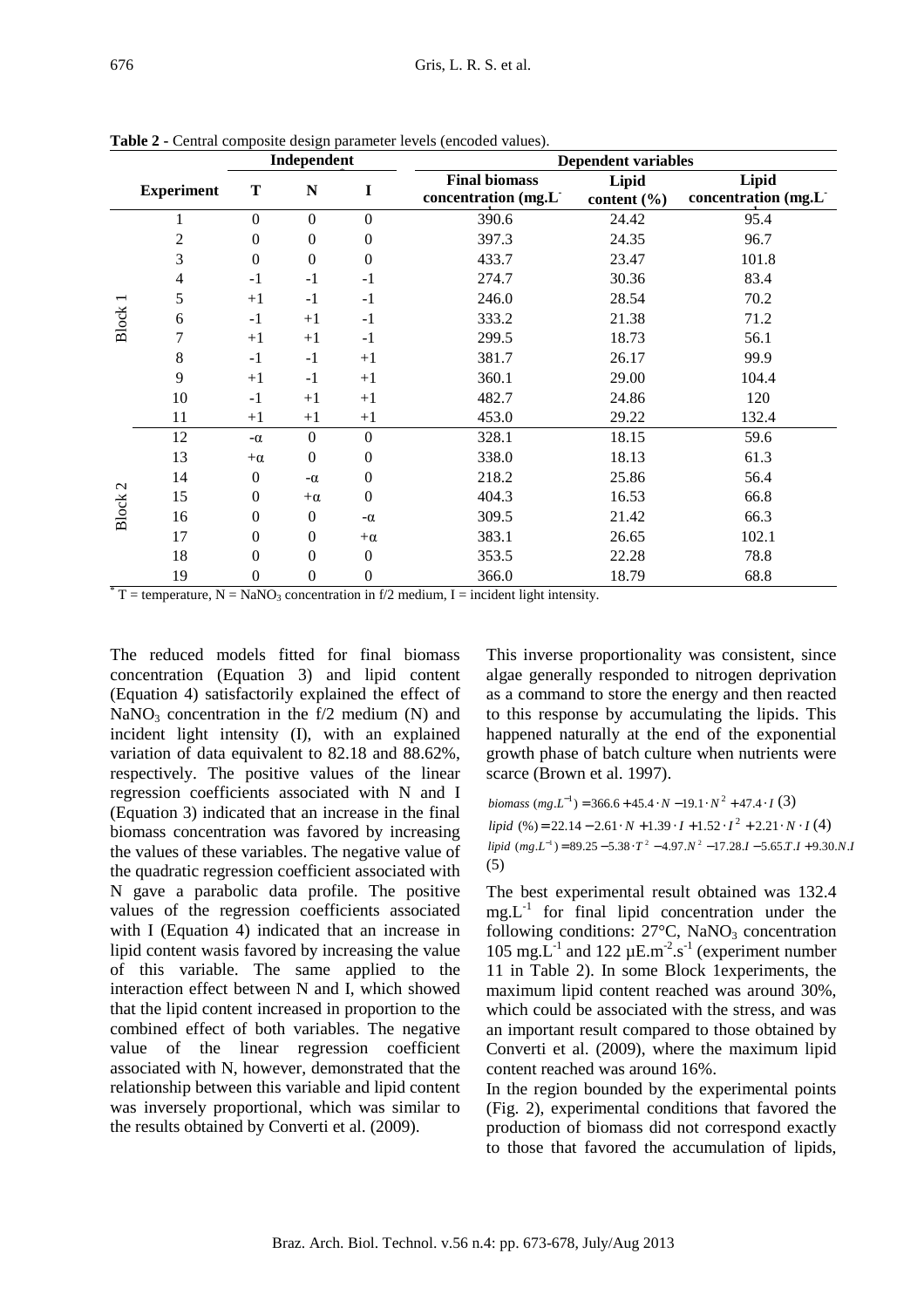**Table 2** - Central composite design parameter levels (encoded values).

| | Experiment | Independent | | | Dependent variables | | |
|---|---|---|---|---|---|---|---|
| | | T | N | I | Final biomass concentration ($mg.L^{-1}$) | Lipid content (%) | Lipid concentration ($mg.L^{-1}$) |
| Block 1 | 1 | 0 | 0 | 0 | 390.6 | 24.42 | 95.4 |
| | 2 | 0 | 0 | 0 | 397.3 | 24.35 | 96.7 |
| | 3 | 0 | 0 | 0 | 433.7 | 23.47 | 101.8 |
| | 4 | -1 | -1 | -1 | 274.7 | 30.36 | 83.4 |
| | 5 | +1 | -1 | -1 | 246.0 | 28.54 | 70.2 |
| | 6 | -1 | +1 | -1 | 333.2 | 21.38 | 71.2 |
| | 7 | +1 | +1 | -1 | 299.5 | 18.73 | 56.1 |
| | 8 | -1 | -1 | +1 | 381.7 | 26.17 | 99.9 |
| | 9 | +1 | -1 | +1 | 360.1 | 29.00 | 104.4 |
| | 10 | -1 | +1 | +1 | 482.7 | 24.86 | 120 |
| | 11 | +1 | +1 | +1 | 453.0 | 29.22 | 132.4 |
| Block 2 | 12 | -α | 0 | 0 | 328.1 | 18.15 | 59.6 |
| | 13 | +α | 0 | 0 | 338.0 | 18.13 | 61.3 |
| | 14 | 0 | -α | 0 | 218.2 | 25.86 | 56.4 |
| | 15 | 0 | +α | 0 | 404.3 | 16.53 | 66.8 |
| | 16 | 0 | 0 | -α | 309.5 | 21.42 | 66.3 |
| | 17 | 0 | 0 | +α | 383.1 | 26.65 | 102.1 |
| | 18 | 0 | 0 | 0 | 353.5 | 22.28 | 78.8 |
| | 19 | 0 | 0 | 0 | 366.0 | 18.79 | 68.8 |

\* T = temperature, N = $NaNO_3$ concentration in f/2 medium, I = incident light intensity.

The reduced models fitted for final biomass concentration (Equation 3) and lipid content (Equation 4) satisfactorily explained the effect of $NaNO_3$ concentration in the f/2 medium (N) and incident light intensity (I), with an explained variation of data equivalent to 82.18 and 88.62%, respectively. The positive values of the linear regression coefficients associated with N and I (Equation 3) indicated that an increase in the final biomass concentration was favored by increasing the values of these variables. The negative value of the quadratic regression coefficient associated with N gave a parabolic data profile. The positive values of the regression coefficients associated with I (Equation 4) indicated that an increase in lipid content wasis favored by increasing the value of this variable. The same applied to the interaction effect between N and I, which showed that the lipid content increased in proportion to the combined effect of both variables. The negative value of the linear regression coefficient associated with N, however, demonstrated that the relationship between this variable and lipid content was inversely proportional, which was similar to the results obtained by Converti et al. (2009).

This inverse proportionality was consistent, since algae generally responded to nitrogen deprivation as a command to store the energy and then reacted to this response by accumulating the lipids. This happened naturally at the end of the exponential growth phase of batch culture when nutrients were scarce (Brown et al. 1997).

$$biomass\ (mg.L^{-1}) = 366.6 + 45.4 \cdot N - 19.1 \cdot N^2 + 47.4 \cdot I \quad (3)$$

$$lipid\ (\%) = 22.14 - 2.61 \cdot N + 1.39 \cdot I + 1.52 \cdot I^2 + 2.21 \cdot N \cdot I \quad (4)$$

$$lipid\ (mg.L^{-1}) = 89.25 - 5.38 \cdot T^2 - 4.97.N^2 - 17.28.I - 5.65.T.I + 9.30.N.I \quad (5)$$

The best experimental result obtained was 132.4 $mg.L^{-1}$ for final lipid concentration under the following conditions: 27°C, $NaNO_3$ concentration 105 $mg.L^{-1}$ and 122 $\mu E.m^{-2}.s^{-1}$ (experiment number 11 in Table 2). In some Block 1experiments, the maximum lipid content reached was around 30%, which could be associated with the stress, and was an important result compared to those obtained by Converti et al. (2009), where the maximum lipid content reached was around 16%.

In the region bounded by the experimental points (Fig. 2), experimental conditions that favored the production of biomass did not correspond exactly to those that favored the accumulation of lipids,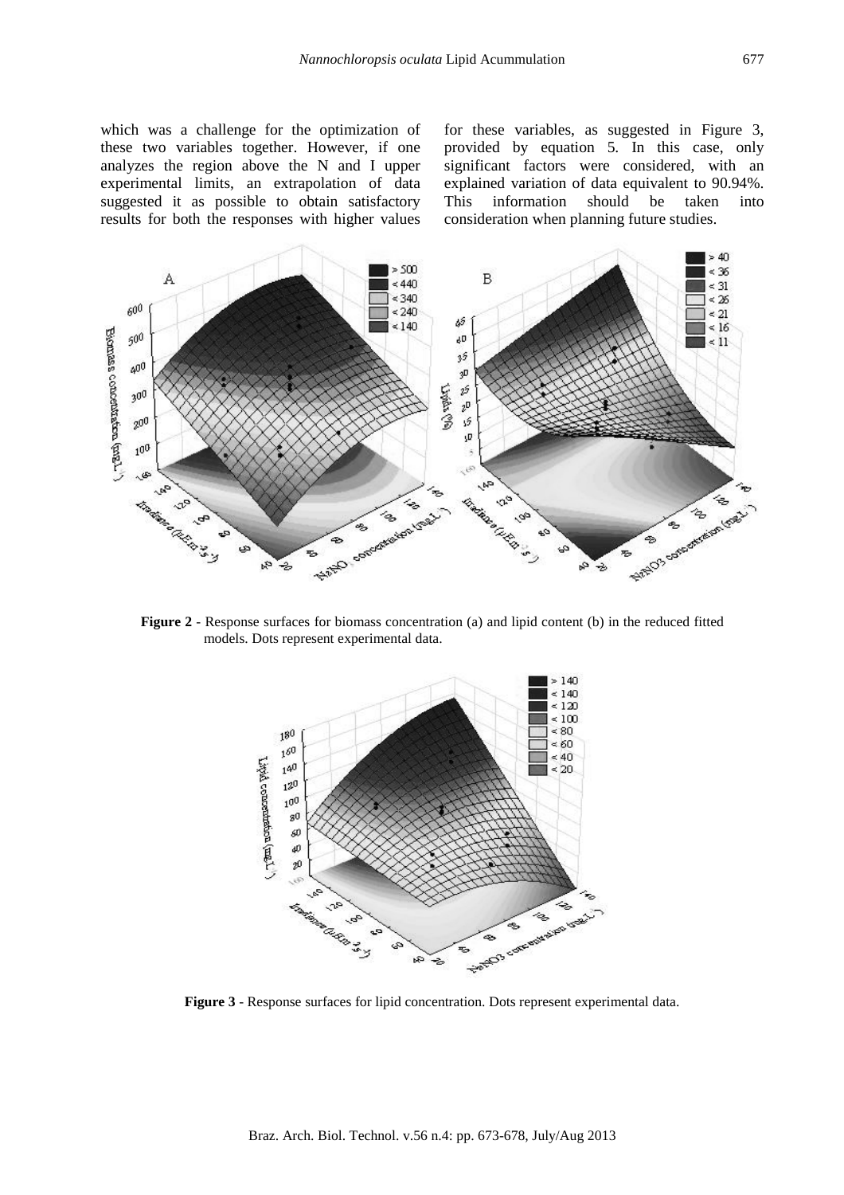which was a challenge for the optimization of these two variables together. However, if one analyzes the region above the N and I upper experimental limits, an extrapolation of data suggested it as possible to obtain satisfactory results for both the responses with higher values for these variables, as suggested in Figure 3, provided by equation 5. In this case, only significant factors were considered, with an explained variation of data equivalent to 90.94%. This information should be taken into consideration when planning future studies.

**Figure 2** - Response surfaces for biomass concentration (a) and lipid content (b) in the reduced fitted models. Dots represent experimental data.

**Figure 3** - Response surfaces for lipid concentration. Dots represent experimental data.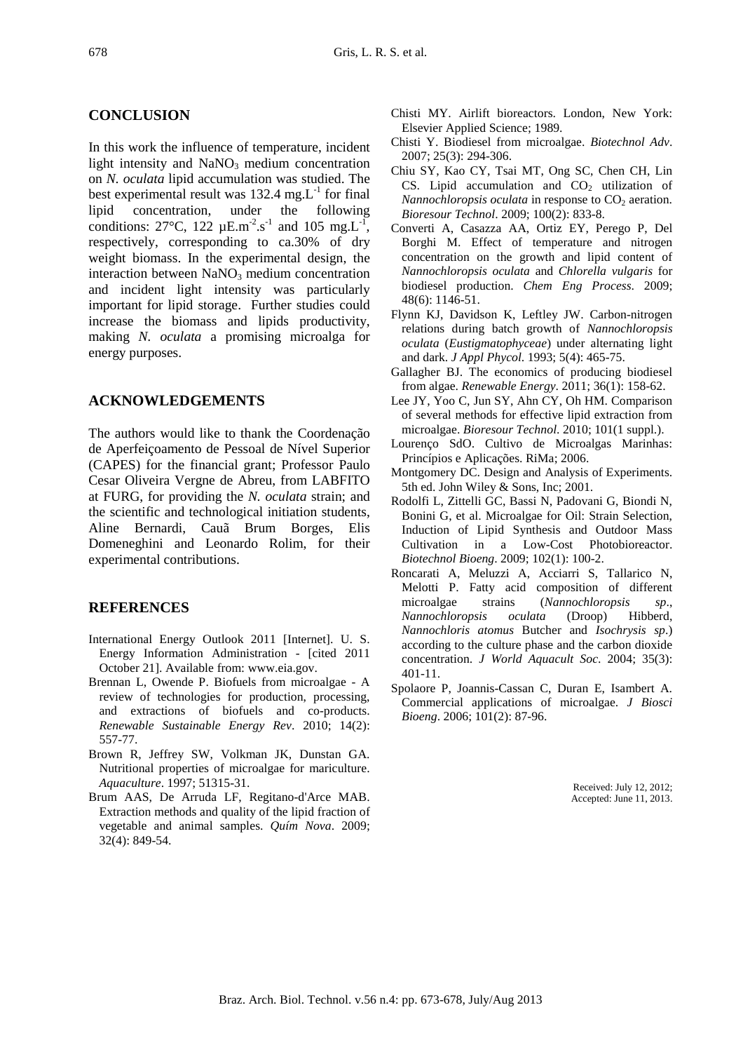## CONCLUSION

In this work the influence of temperature, incident light intensity and $NaNO_3$ medium concentration on *N. oculata* lipid accumulation was studied. The best experimental result was 132.4 $mg.L^{-1}$ for final lipid concentration, under the following conditions: 27°C, 122 $\mu E.m^{-2}.s^{-1}$ and 105 $mg.L^{-1}$, respectively, corresponding to ca.30% of dry weight biomass. In the experimental design, the interaction between $NaNO_3$ medium concentration and incident light intensity was particularly important for lipid storage. Further studies could increase the biomass and lipids productivity, making *N. oculata* a promising microalga for energy purposes.

## ACKNOWLEDGEMENTS

The authors would like to thank the Coordenação de Aperfeiçoamento de Pessoal de Nível Superior (CAPES) for the financial grant; Professor Paulo Cesar Oliveira Vergne de Abreu, from LABFITO at FURG, for providing the *N. oculata* strain; and the scientific and technological initiation students, Aline Bernardi, Cauã Brum Borges, Elis Domeneghini and Leonardo Rolim, for their experimental contributions.

## REFERENCES

International Energy Outlook 2011 [Internet]. U. S. Energy Information Administration - [cited 2011 October 21]. Available from: www.eia.gov.

Brennan L, Owende P. Biofuels from microalgae - A review of technologies for production, processing, and extractions of biofuels and co-products. *Renewable Sustainable Energy Rev*. 2010; 14(2): 557-77.

Brown R, Jeffrey SW, Volkman JK, Dunstan GA. Nutritional properties of microalgae for mariculture. *Aquaculture*. 1997; 51315-31.

Brum AAS, De Arruda LF, Regitano-d'Arce MAB. Extraction methods and quality of the lipid fraction of vegetable and animal samples. *Quím Nova*. 2009; 32(4): 849-54.

Chisti MY. Airlift bioreactors. London, New York: Elsevier Applied Science; 1989.

Chisti Y. Biodiesel from microalgae. *Biotechnol Adv*. 2007; 25(3): 294-306.

Chiu SY, Kao CY, Tsai MT, Ong SC, Chen CH, Lin CS. Lipid accumulation and $CO_2$ utilization of *Nannochloropsis oculata* in response to $CO_2$ aeration. *Bioresour Technol*. 2009; 100(2): 833-8.

Converti A, Casazza AA, Ortiz EY, Perego P, Del Borghi M. Effect of temperature and nitrogen concentration on the growth and lipid content of *Nannochloropsis oculata* and *Chlorella vulgaris* for biodiesel production. *Chem Eng Process*. 2009; 48(6): 1146-51.

Flynn KJ, Davidson K, Leftley JW. Carbon-nitrogen relations during batch growth of *Nannochloropsis oculata* (*Eustigmatophyceae*) under alternating light and dark. *J Appl Phycol*. 1993; 5(4): 465-75.

Gallagher BJ. The economics of producing biodiesel from algae. *Renewable Energy*. 2011; 36(1): 158-62.

Lee JY, Yoo C, Jun SY, Ahn CY, Oh HM. Comparison of several methods for effective lipid extraction from microalgae. *Bioresour Technol*. 2010; 101(1 suppl.).

Lourenço SdO. Cultivo de Microalgas Marinhas: Princípios e Aplicações. RiMa; 2006.

Montgomery DC. Design and Analysis of Experiments. 5th ed. John Wiley & Sons, Inc; 2001.

Rodolfi L, Zittelli GC, Bassi N, Padovani G, Biondi N, Bonini G, et al. Microalgae for Oil: Strain Selection, Induction of Lipid Synthesis and Outdoor Mass Cultivation in a Low-Cost Photobioreactor. *Biotechnol Bioeng*. 2009; 102(1): 100-2.

Roncarati A, Meluzzi A, Acciarri S, Tallarico N, Melotti P. Fatty acid composition of different microalgae strains (*Nannochloropsis sp*., *Nannochloropsis oculata* (Droop) Hibberd, *Nannochloris atomus* Butcher and *Isochrysis sp*.) according to the culture phase and the carbon dioxide concentration. *J World Aquacult Soc*. 2004; 35(3): 401-11.

Spolaore P, Joannis-Cassan C, Duran E, Isambert A. Commercial applications of microalgae. *J Biosci Bioeng*. 2006; 101(2): 87-96.

Received: July 12, 2012;
Accepted: June 11, 2013.